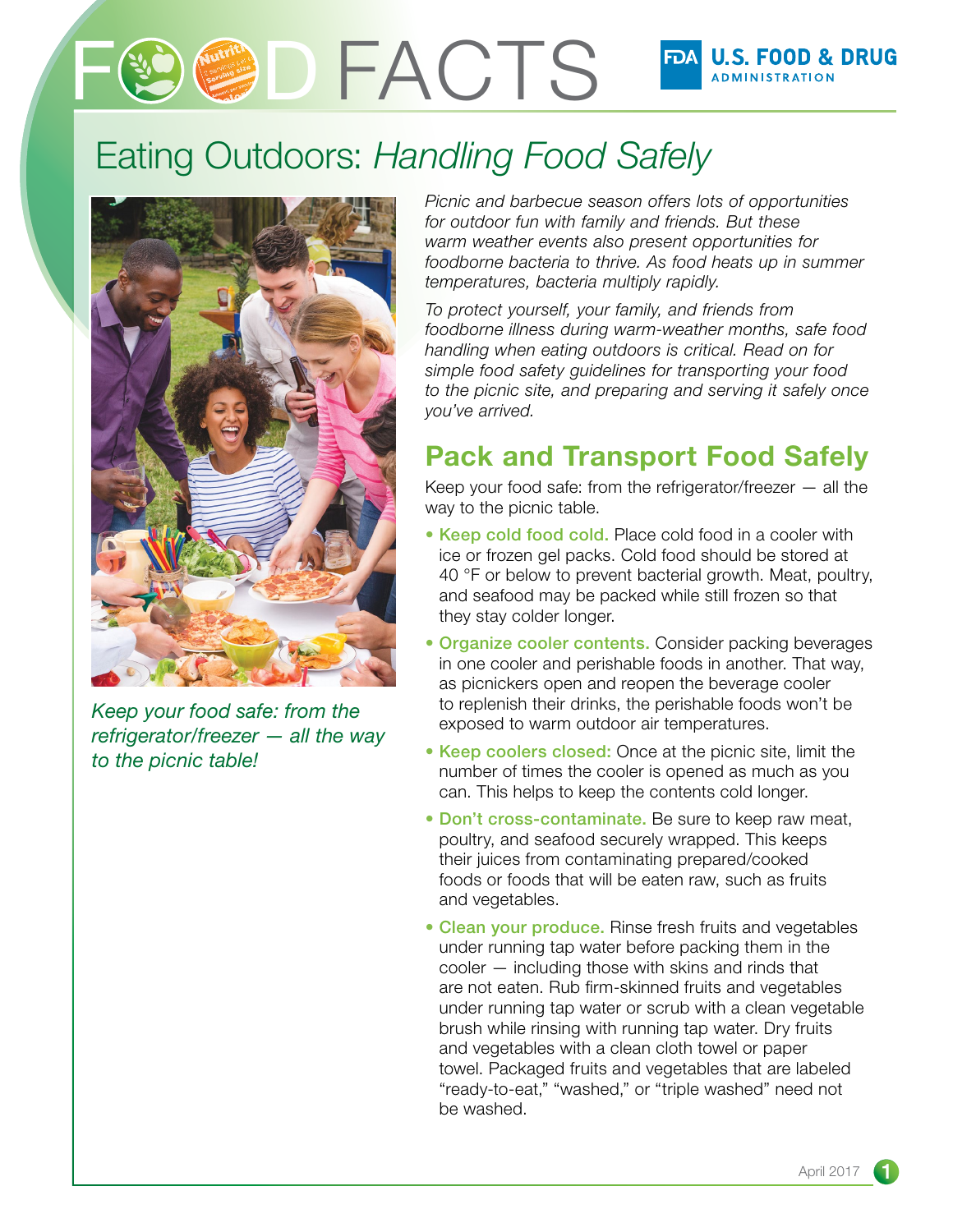# FOOD FACTS

U.S. FOOD & DRUG ADMINISTRATION

## Eating Outdoors: *Handling Food Safely*

*Keep your food safe: from the refrigerator/freezer — all the way to the picnic table!*

*Picnic and barbecue season offers lots of opportunities for outdoor fun with family and friends. But these warm weather events also present opportunities for foodborne bacteria to thrive. As food heats up in summer temperatures, bacteria multiply rapidly.*

*To protect yourself, your family, and friends from foodborne illness during warm-weather months, safe food handling when eating outdoors is critical. Read on for simple food safety guidelines for transporting your food to the picnic site, and preparing and serving it safely once you've arrived.*

## Pack and Transport Food Safely

Keep your food safe: from the refrigerator/freezer — all the way to the picnic table.

- **Keep cold food cold.** Place cold food in a cooler with ice or frozen gel packs. Cold food should be stored at 40 °F or below to prevent bacterial growth. Meat, poultry, and seafood may be packed while still frozen so that they stay colder longer.
- **Organize cooler contents.** Consider packing beverages in one cooler and perishable foods in another. That way, as picnickers open and reopen the beverage cooler to replenish their drinks, the perishable foods won't be exposed to warm outdoor air temperatures.
- **Keep coolers closed:** Once at the picnic site, limit the number of times the cooler is opened as much as you can. This helps to keep the contents cold longer.
- **Don't cross-contaminate.** Be sure to keep raw meat, poultry, and seafood securely wrapped. This keeps their juices from contaminating prepared/cooked foods or foods that will be eaten raw, such as fruits and vegetables.
- **Clean your produce.** Rinse fresh fruits and vegetables under running tap water before packing them in the cooler — including those with skins and rinds that are not eaten. Rub firm-skinned fruits and vegetables under running tap water or scrub with a clean vegetable brush while rinsing with running tap water. Dry fruits and vegetables with a clean cloth towel or paper towel. Packaged fruits and vegetables that are labeled "ready-to-eat," "washed," or "triple washed" need not be washed.

April 2017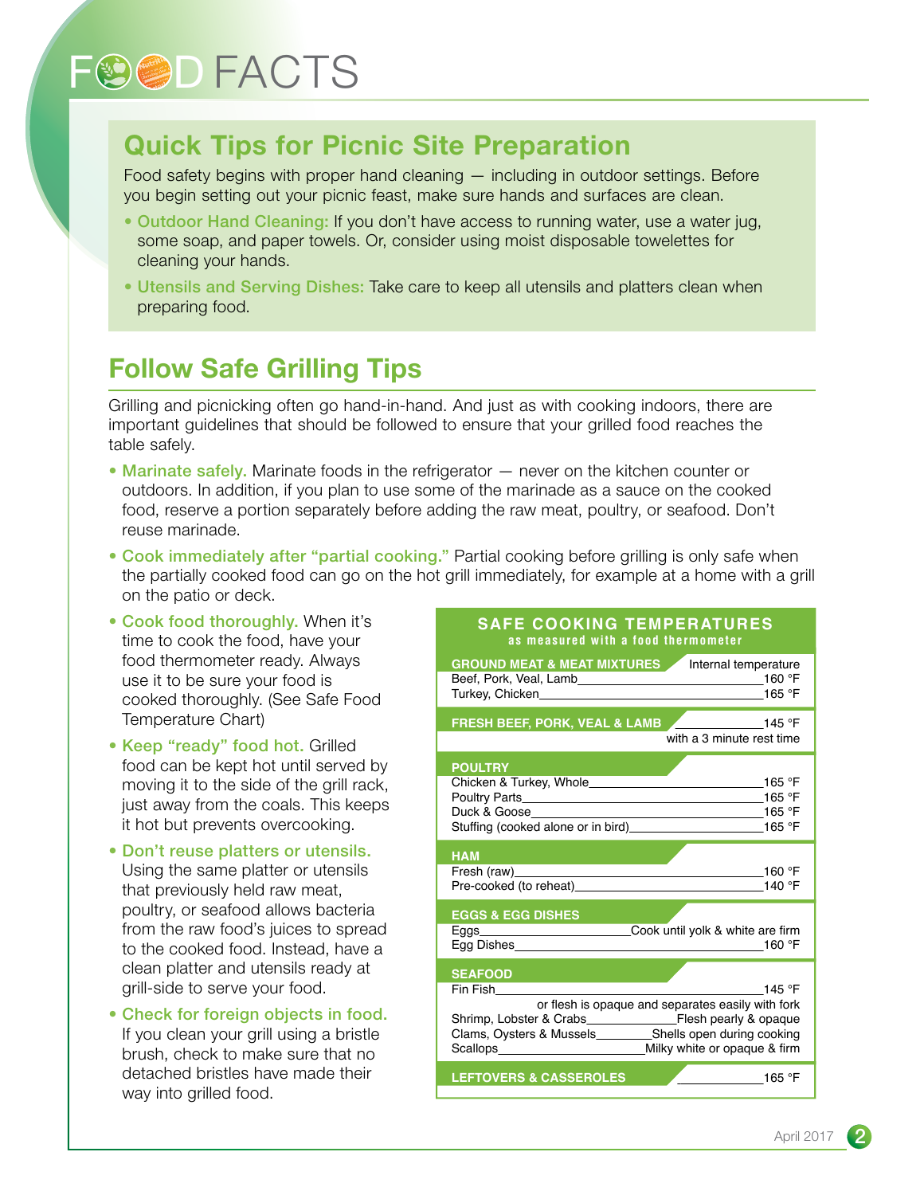# FOOD FACTS

## Quick Tips for Picnic Site Preparation

Food safety begins with proper hand cleaning — including in outdoor settings. Before you begin setting out your picnic feast, make sure hands and surfaces are clean.

- **Outdoor Hand Cleaning:** If you don't have access to running water, use a water jug, some soap, and paper towels. Or, consider using moist disposable towelettes for cleaning your hands.
- **Utensils and Serving Dishes:** Take care to keep all utensils and platters clean when preparing food.

## Follow Safe Grilling Tips

Grilling and picnicking often go hand-in-hand. And just as with cooking indoors, there are important guidelines that should be followed to ensure that your grilled food reaches the table safely.

- **Marinate safely.** Marinate foods in the refrigerator — never on the kitchen counter or outdoors. In addition, if you plan to use some of the marinade as a sauce on the cooked food, reserve a portion separately before adding the raw meat, poultry, or seafood. Don't reuse marinade.
- **Cook immediately after "partial cooking."** Partial cooking before grilling is only safe when the partially cooked food can go on the hot grill immediately, for example at a home with a grill on the patio or deck.
- **Cook food thoroughly.** When it's time to cook the food, have your food thermometer ready. Always use it to be sure your food is cooked thoroughly. (See Safe Food Temperature Chart)
- **Keep "ready" food hot.** Grilled food can be kept hot until served by moving it to the side of the grill rack, just away from the coals. This keeps it hot but prevents overcooking.
- **Don't reuse platters or utensils.** Using the same platter or utensils that previously held raw meat, poultry, or seafood allows bacteria from the raw food's juices to spread to the cooked food. Instead, have a clean platter and utensils ready at grill-side to serve your food.
- **Check for foreign objects in food.** If you clean your grill using a bristle brush, check to make sure that no detached bristles have made their way into grilled food.

### SAFE COOKING TEMPERATURES
as measured with a food thermometer

| Food | Internal temperature |
|---|---|
| **GROUND MEAT & MEAT MIXTURES** | |
| Beef, Pork, Veal, Lamb | 160 °F |
| Turkey, Chicken | 165 °F |
| **FRESH BEEF, PORK, VEAL & LAMB** | 145 °F with a 3 minute rest time |
| **POULTRY** | |
| Chicken & Turkey, Whole | 165 °F |
| Poultry Parts | 165 °F |
| Duck & Goose | 165 °F |
| Stuffing (cooked alone or in bird) | 165 °F |
| **HAM** | |
| Fresh (raw) | 160 °F |
| Pre-cooked (to reheat) | 140 °F |
| **EGGS & EGG DISHES** | |
| Eggs | Cook until yolk & white are firm |
| Egg Dishes | 160 °F |
| **SEAFOOD** | |
| Fin Fish | 145 °F or flesh is opaque and separates easily with fork |
| Shrimp, Lobster & Crabs | Flesh pearly & opaque |
| Clams, Oysters & Mussels | Shells open during cooking |
| Scallops | Milky white or opaque & firm |
| **LEFTOVERS & CASSEROLES** | 165 °F |

April 2017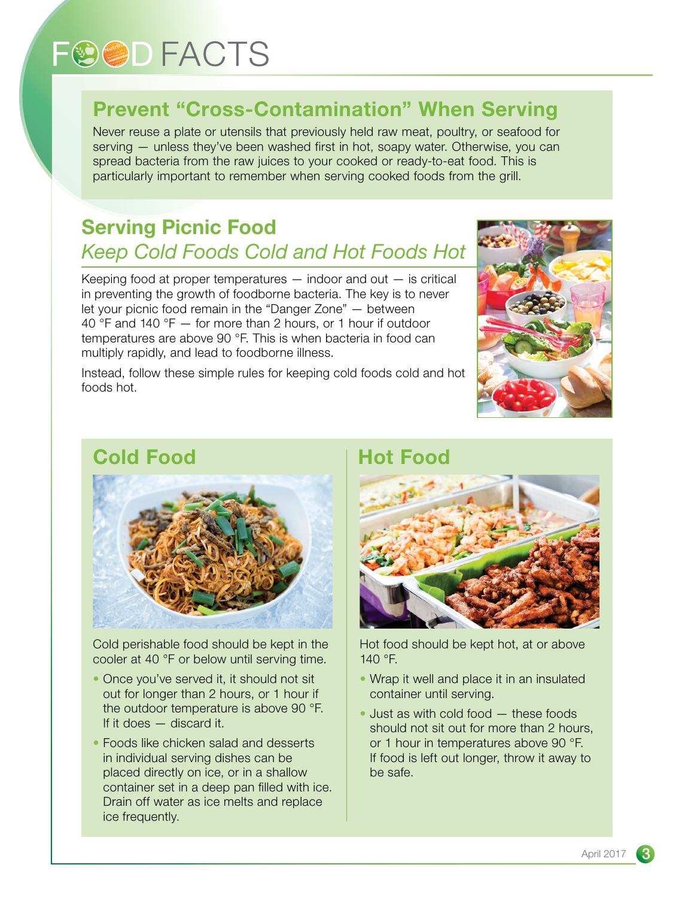# FOOD FACTS

## Prevent "Cross-Contamination" When Serving

Never reuse a plate or utensils that previously held raw meat, poultry, or seafood for serving — unless they've been washed first in hot, soapy water. Otherwise, you can spread bacteria from the raw juices to your cooked or ready-to-eat food. This is particularly important to remember when serving cooked foods from the grill.

## Serving Picnic Food

### *Keep Cold Foods Cold and Hot Foods Hot*

Keeping food at proper temperatures — indoor and out — is critical in preventing the growth of foodborne bacteria. The key is to never let your picnic food remain in the "Danger Zone" — between 40 °F and 140 °F — for more than 2 hours, or 1 hour if outdoor temperatures are above 90 °F. This is when bacteria in food can multiply rapidly, and lead to foodborne illness.

Instead, follow these simple rules for keeping cold foods cold and hot foods hot.

## Cold Food

Cold perishable food should be kept in the cooler at 40 °F or below until serving time.

- Once you've served it, it should not sit out for longer than 2 hours, or 1 hour if the outdoor temperature is above 90 °F. If it does — discard it.
- Foods like chicken salad and desserts in individual serving dishes can be placed directly on ice, or in a shallow container set in a deep pan filled with ice. Drain off water as ice melts and replace ice frequently.

## Hot Food

Hot food should be kept hot, at or above 140 °F.

- Wrap it well and place it in an insulated container until serving.
- Just as with cold food — these foods should not sit out for more than 2 hours, or 1 hour in temperatures above 90 °F. If food is left out longer, throw it away to be safe.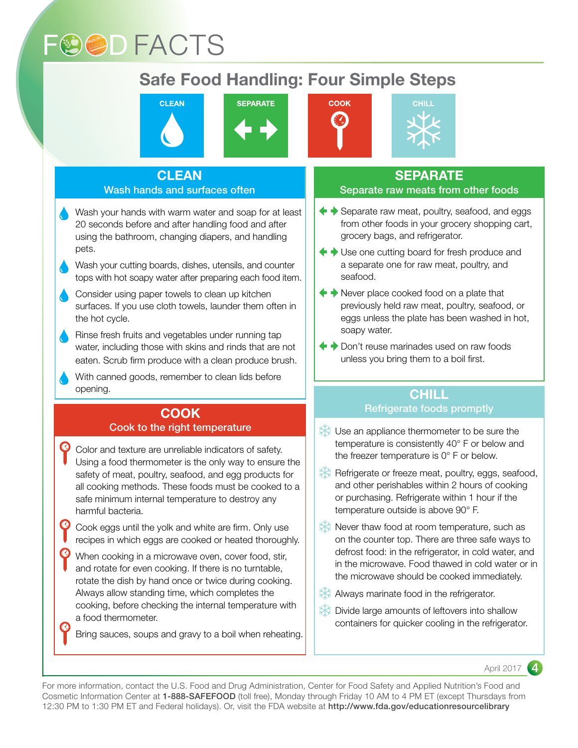# FOOD FACTS

## Safe Food Handling: Four Simple Steps

CLEAN SEPARATE COOK CHILL

### CLEAN

**Wash hands and surfaces often**

- Wash your hands with warm water and soap for at least 20 seconds before and after handling food and after using the bathroom, changing diapers, and handling pets.
- Wash your cutting boards, dishes, utensils, and counter tops with hot soapy water after preparing each food item.
- Consider using paper towels to clean up kitchen surfaces. If you use cloth towels, launder them often in the hot cycle.
- Rinse fresh fruits and vegetables under running tap water, including those with skins and rinds that are not eaten. Scrub firm produce with a clean produce brush.
- With canned goods, remember to clean lids before opening.

### COOK

**Cook to the right temperature**

- Color and texture are unreliable indicators of safety. Using a food thermometer is the only way to ensure the safety of meat, poultry, seafood, and egg products for all cooking methods. These foods must be cooked to a safe minimum internal temperature to destroy any harmful bacteria.
- Cook eggs until the yolk and white are firm. Only use recipes in which eggs are cooked or heated thoroughly.
- When cooking in a microwave oven, cover food, stir, and rotate for even cooking. If there is no turntable, rotate the dish by hand once or twice during cooking. Always allow standing time, which completes the cooking, before checking the internal temperature with a food thermometer.
- Bring sauces, soups and gravy to a boil when reheating.

### SEPARATE

**Separate raw meats from other foods**

- Separate raw meat, poultry, seafood, and eggs from other foods in your grocery shopping cart, grocery bags, and refrigerator.
- Use one cutting board for fresh produce and a separate one for raw meat, poultry, and seafood.
- Never place cooked food on a plate that previously held raw meat, poultry, seafood, or eggs unless the plate has been washed in hot, soapy water.
- Don't reuse marinades used on raw foods unless you bring them to a boil first.

### CHILL

**Refrigerate foods promptly**

- Use an appliance thermometer to be sure the temperature is consistently 40° F or below and the freezer temperature is 0° F or below.
- Refrigerate or freeze meat, poultry, eggs, seafood, and other perishables within 2 hours of cooking or purchasing. Refrigerate within 1 hour if the temperature outside is above 90° F.
- Never thaw food at room temperature, such as on the counter top. There are three safe ways to defrost food: in the refrigerator, in cold water, and in the microwave. Food thawed in cold water or in the microwave should be cooked immediately.
- Always marinate food in the refrigerator.
- Divide large amounts of leftovers into shallow containers for quicker cooling in the refrigerator.

April 2017

For more information, contact the U.S. Food and Drug Administration, Center for Food Safety and Applied Nutrition's Food and Cosmetic Information Center at **1-888-SAFEFOOD** (toll free), Monday through Friday 10 AM to 4 PM ET (except Thursdays from 12:30 PM to 1:30 PM ET and Federal holidays). Or, visit the FDA website at **http://www.fda.gov/educationresourcelibrary**